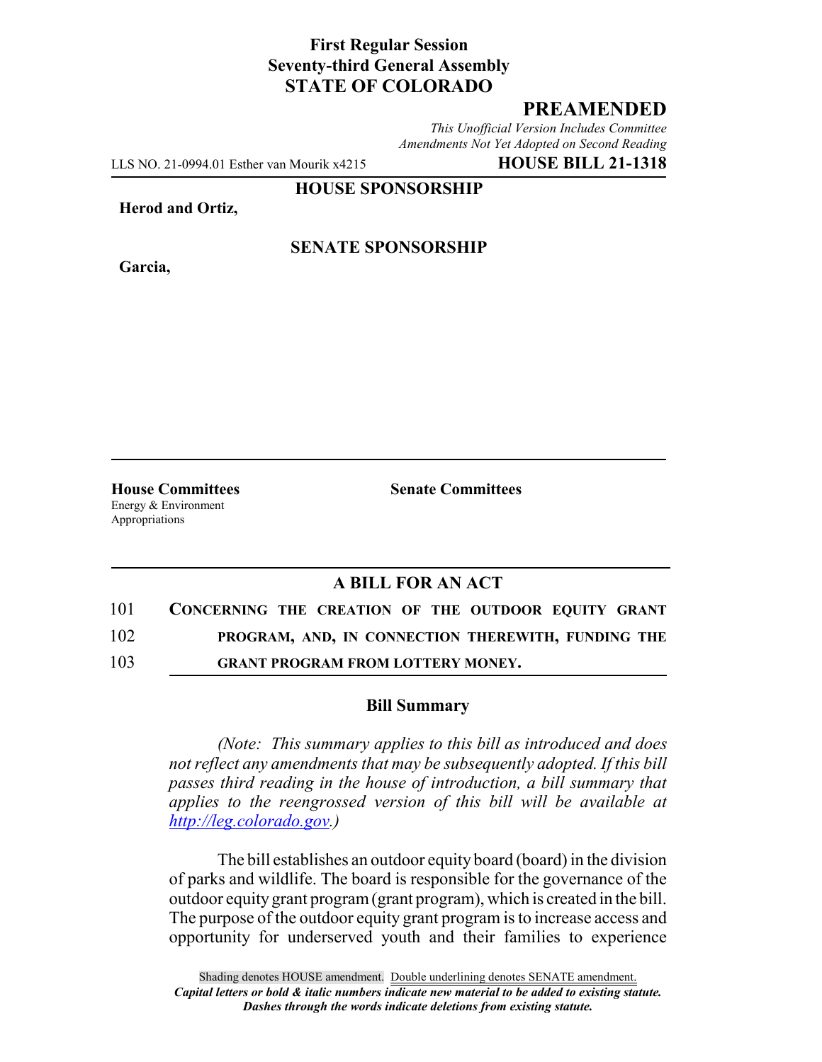**First Regular Session**
**Seventy-third General Assembly**
**STATE OF COLORADO**

## PREAMENDED

*This Unofficial Version Includes Committee Amendments Not Yet Adopted on Second Reading*

LLS NO. 21-0994.01 Esther van Mourik x4215 **HOUSE BILL 21-1318**

**HOUSE SPONSORSHIP**

**Herod and Ortiz,**

**SENATE SPONSORSHIP**

**Garcia,**

**House Committees**
Energy & Environment
Appropriations

**Senate Committees**

### A BILL FOR AN ACT

101 **CONCERNING THE CREATION OF THE OUTDOOR EQUITY GRANT**
102 **PROGRAM, AND, IN CONNECTION THEREWITH, FUNDING THE**
103 **GRANT PROGRAM FROM LOTTERY MONEY.**

### Bill Summary

*(Note: This summary applies to this bill as introduced and does not reflect any amendments that may be subsequently adopted. If this bill passes third reading in the house of introduction, a bill summary that applies to the reengrossed version of this bill will be available at http://leg.colorado.gov.)*

The bill establishes an outdoor equity board (board) in the division of parks and wildlife. The board is responsible for the governance of the outdoor equity grant program (grant program), which is created in the bill. The purpose of the outdoor equity grant program is to increase access and opportunity for underserved youth and their families to experience

Shading denotes HOUSE amendment. Double underlining denotes SENATE amendment.
*Capital letters or bold & italic numbers indicate new material to be added to existing statute.*
*Dashes through the words indicate deletions from existing statute.*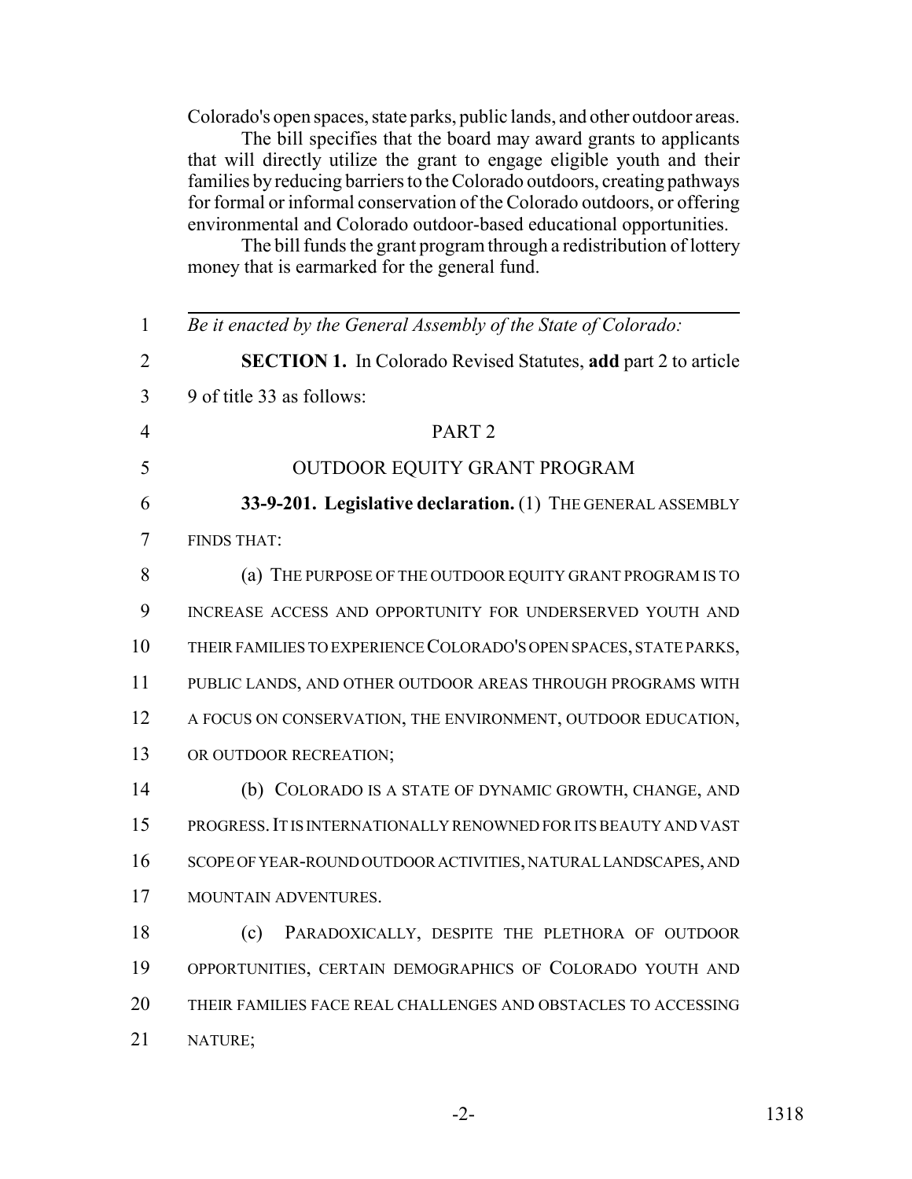Colorado's open spaces, state parks, public lands, and other outdoor areas.

The bill specifies that the board may award grants to applicants that will directly utilize the grant to engage eligible youth and their families by reducing barriers to the Colorado outdoors, creating pathways for formal or informal conservation of the Colorado outdoors, or offering environmental and Colorado outdoor-based educational opportunities.

The bill funds the grant program through a redistribution of lottery money that is earmarked for the general fund.

---

*Be it enacted by the General Assembly of the State of Colorado:*

**SECTION 1.** In Colorado Revised Statutes, **add** part 2 to article 9 of title 33 as follows:

PART 2

OUTDOOR EQUITY GRANT PROGRAM

**33-9-201. Legislative declaration.** (1) THE GENERAL ASSEMBLY FINDS THAT:

(a) THE PURPOSE OF THE OUTDOOR EQUITY GRANT PROGRAM IS TO INCREASE ACCESS AND OPPORTUNITY FOR UNDERSERVED YOUTH AND THEIR FAMILIES TO EXPERIENCE COLORADO'S OPEN SPACES, STATE PARKS, PUBLIC LANDS, AND OTHER OUTDOOR AREAS THROUGH PROGRAMS WITH A FOCUS ON CONSERVATION, THE ENVIRONMENT, OUTDOOR EDUCATION, OR OUTDOOR RECREATION;

(b) COLORADO IS A STATE OF DYNAMIC GROWTH, CHANGE, AND PROGRESS. IT IS INTERNATIONALLY RENOWNED FOR ITS BEAUTY AND VAST SCOPE OF YEAR-ROUND OUTDOOR ACTIVITIES, NATURAL LANDSCAPES, AND MOUNTAIN ADVENTURES.

(c) PARADOXICALLY, DESPITE THE PLETHORA OF OUTDOOR OPPORTUNITIES, CERTAIN DEMOGRAPHICS OF COLORADO YOUTH AND THEIR FAMILIES FACE REAL CHALLENGES AND OBSTACLES TO ACCESSING NATURE;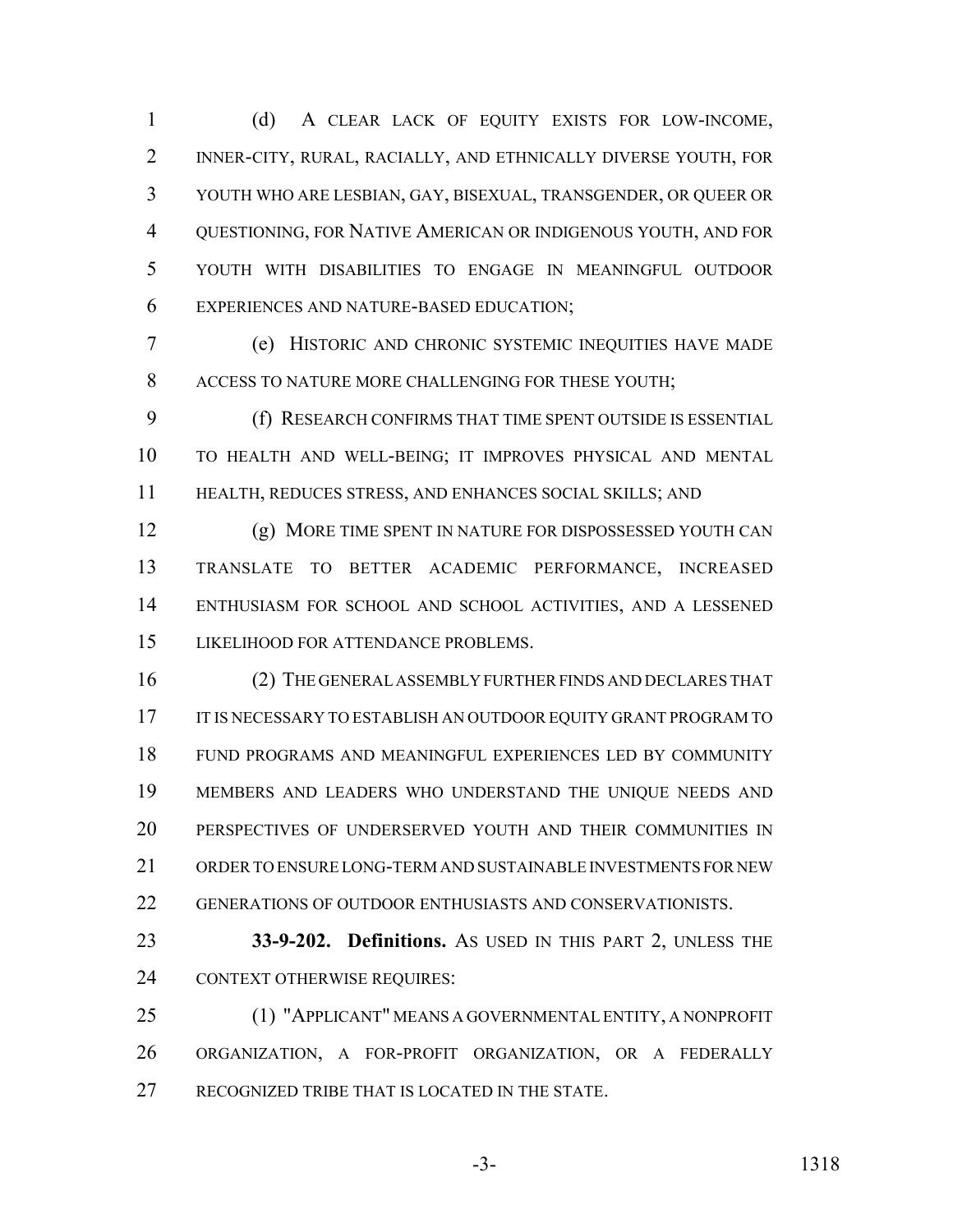(d) A CLEAR LACK OF EQUITY EXISTS FOR LOW-INCOME, INNER-CITY, RURAL, RACIALLY, AND ETHNICALLY DIVERSE YOUTH, FOR YOUTH WHO ARE LESBIAN, GAY, BISEXUAL, TRANSGENDER, OR QUEER OR QUESTIONING, FOR NATIVE AMERICAN OR INDIGENOUS YOUTH, AND FOR YOUTH WITH DISABILITIES TO ENGAGE IN MEANINGFUL OUTDOOR EXPERIENCES AND NATURE-BASED EDUCATION;

(e) HISTORIC AND CHRONIC SYSTEMIC INEQUITIES HAVE MADE ACCESS TO NATURE MORE CHALLENGING FOR THESE YOUTH;

(f) RESEARCH CONFIRMS THAT TIME SPENT OUTSIDE IS ESSENTIAL TO HEALTH AND WELL-BEING; IT IMPROVES PHYSICAL AND MENTAL HEALTH, REDUCES STRESS, AND ENHANCES SOCIAL SKILLS; AND

(g) MORE TIME SPENT IN NATURE FOR DISPOSSESSED YOUTH CAN TRANSLATE TO BETTER ACADEMIC PERFORMANCE, INCREASED ENTHUSIASM FOR SCHOOL AND SCHOOL ACTIVITIES, AND A LESSENED LIKELIHOOD FOR ATTENDANCE PROBLEMS.

(2) THE GENERAL ASSEMBLY FURTHER FINDS AND DECLARES THAT IT IS NECESSARY TO ESTABLISH AN OUTDOOR EQUITY GRANT PROGRAM TO FUND PROGRAMS AND MEANINGFUL EXPERIENCES LED BY COMMUNITY MEMBERS AND LEADERS WHO UNDERSTAND THE UNIQUE NEEDS AND PERSPECTIVES OF UNDERSERVED YOUTH AND THEIR COMMUNITIES IN ORDER TO ENSURE LONG-TERM AND SUSTAINABLE INVESTMENTS FOR NEW GENERATIONS OF OUTDOOR ENTHUSIASTS AND CONSERVATIONISTS.

**33-9-202. Definitions.** AS USED IN THIS PART 2, UNLESS THE CONTEXT OTHERWISE REQUIRES:

(1) "APPLICANT" MEANS A GOVERNMENTAL ENTITY, A NONPROFIT ORGANIZATION, A FOR-PROFIT ORGANIZATION, OR A FEDERALLY RECOGNIZED TRIBE THAT IS LOCATED IN THE STATE.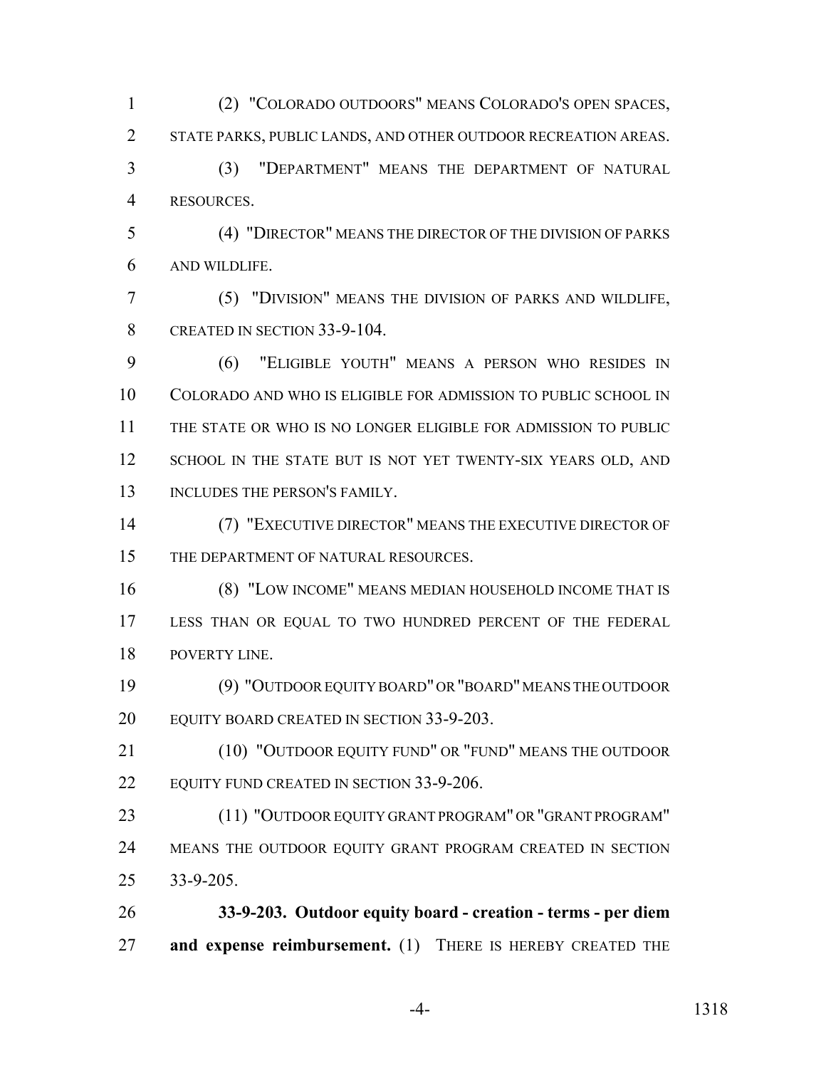(2) "COLORADO OUTDOORS" MEANS COLORADO'S OPEN SPACES, STATE PARKS, PUBLIC LANDS, AND OTHER OUTDOOR RECREATION AREAS.

(3) "DEPARTMENT" MEANS THE DEPARTMENT OF NATURAL RESOURCES.

(4) "DIRECTOR" MEANS THE DIRECTOR OF THE DIVISION OF PARKS AND WILDLIFE.

(5) "DIVISION" MEANS THE DIVISION OF PARKS AND WILDLIFE, CREATED IN SECTION 33-9-104.

(6) "ELIGIBLE YOUTH" MEANS A PERSON WHO RESIDES IN COLORADO AND WHO IS ELIGIBLE FOR ADMISSION TO PUBLIC SCHOOL IN THE STATE OR WHO IS NO LONGER ELIGIBLE FOR ADMISSION TO PUBLIC SCHOOL IN THE STATE BUT IS NOT YET TWENTY-SIX YEARS OLD, AND INCLUDES THE PERSON'S FAMILY.

(7) "EXECUTIVE DIRECTOR" MEANS THE EXECUTIVE DIRECTOR OF THE DEPARTMENT OF NATURAL RESOURCES.

(8) "LOW INCOME" MEANS MEDIAN HOUSEHOLD INCOME THAT IS LESS THAN OR EQUAL TO TWO HUNDRED PERCENT OF THE FEDERAL POVERTY LINE.

(9) "OUTDOOR EQUITY BOARD" OR "BOARD" MEANS THE OUTDOOR EQUITY BOARD CREATED IN SECTION 33-9-203.

(10) "OUTDOOR EQUITY FUND" OR "FUND" MEANS THE OUTDOOR EQUITY FUND CREATED IN SECTION 33-9-206.

(11) "OUTDOOR EQUITY GRANT PROGRAM" OR "GRANT PROGRAM" MEANS THE OUTDOOR EQUITY GRANT PROGRAM CREATED IN SECTION 33-9-205.

**33-9-203. Outdoor equity board - creation - terms - per diem and expense reimbursement.** (1) THERE IS HEREBY CREATED THE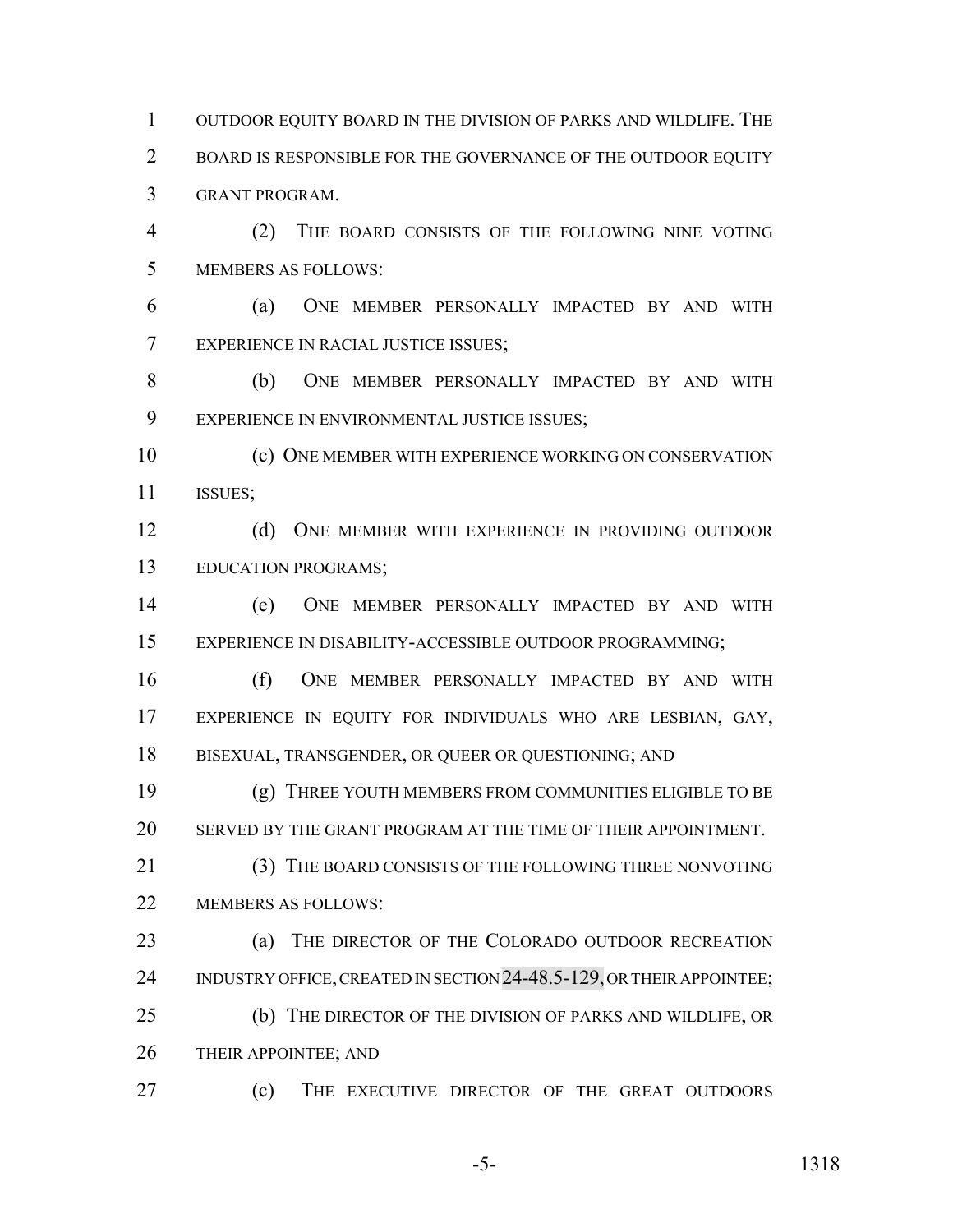OUTDOOR EQUITY BOARD IN THE DIVISION OF PARKS AND WILDLIFE. THE BOARD IS RESPONSIBLE FOR THE GOVERNANCE OF THE OUTDOOR EQUITY GRANT PROGRAM.

(2) THE BOARD CONSISTS OF THE FOLLOWING NINE VOTING MEMBERS AS FOLLOWS:

(a) ONE MEMBER PERSONALLY IMPACTED BY AND WITH EXPERIENCE IN RACIAL JUSTICE ISSUES;

(b) ONE MEMBER PERSONALLY IMPACTED BY AND WITH EXPERIENCE IN ENVIRONMENTAL JUSTICE ISSUES;

(c) ONE MEMBER WITH EXPERIENCE WORKING ON CONSERVATION ISSUES;

(d) ONE MEMBER WITH EXPERIENCE IN PROVIDING OUTDOOR EDUCATION PROGRAMS;

(e) ONE MEMBER PERSONALLY IMPACTED BY AND WITH EXPERIENCE IN DISABILITY-ACCESSIBLE OUTDOOR PROGRAMMING;

(f) ONE MEMBER PERSONALLY IMPACTED BY AND WITH EXPERIENCE IN EQUITY FOR INDIVIDUALS WHO ARE LESBIAN, GAY, BISEXUAL, TRANSGENDER, OR QUEER OR QUESTIONING; AND

(g) THREE YOUTH MEMBERS FROM COMMUNITIES ELIGIBLE TO BE SERVED BY THE GRANT PROGRAM AT THE TIME OF THEIR APPOINTMENT.

(3) THE BOARD CONSISTS OF THE FOLLOWING THREE NONVOTING MEMBERS AS FOLLOWS:

(a) THE DIRECTOR OF THE COLORADO OUTDOOR RECREATION INDUSTRY OFFICE, CREATED IN SECTION 24-48.5-129, OR THEIR APPOINTEE;

(b) THE DIRECTOR OF THE DIVISION OF PARKS AND WILDLIFE, OR THEIR APPOINTEE; AND

(c) THE EXECUTIVE DIRECTOR OF THE GREAT OUTDOORS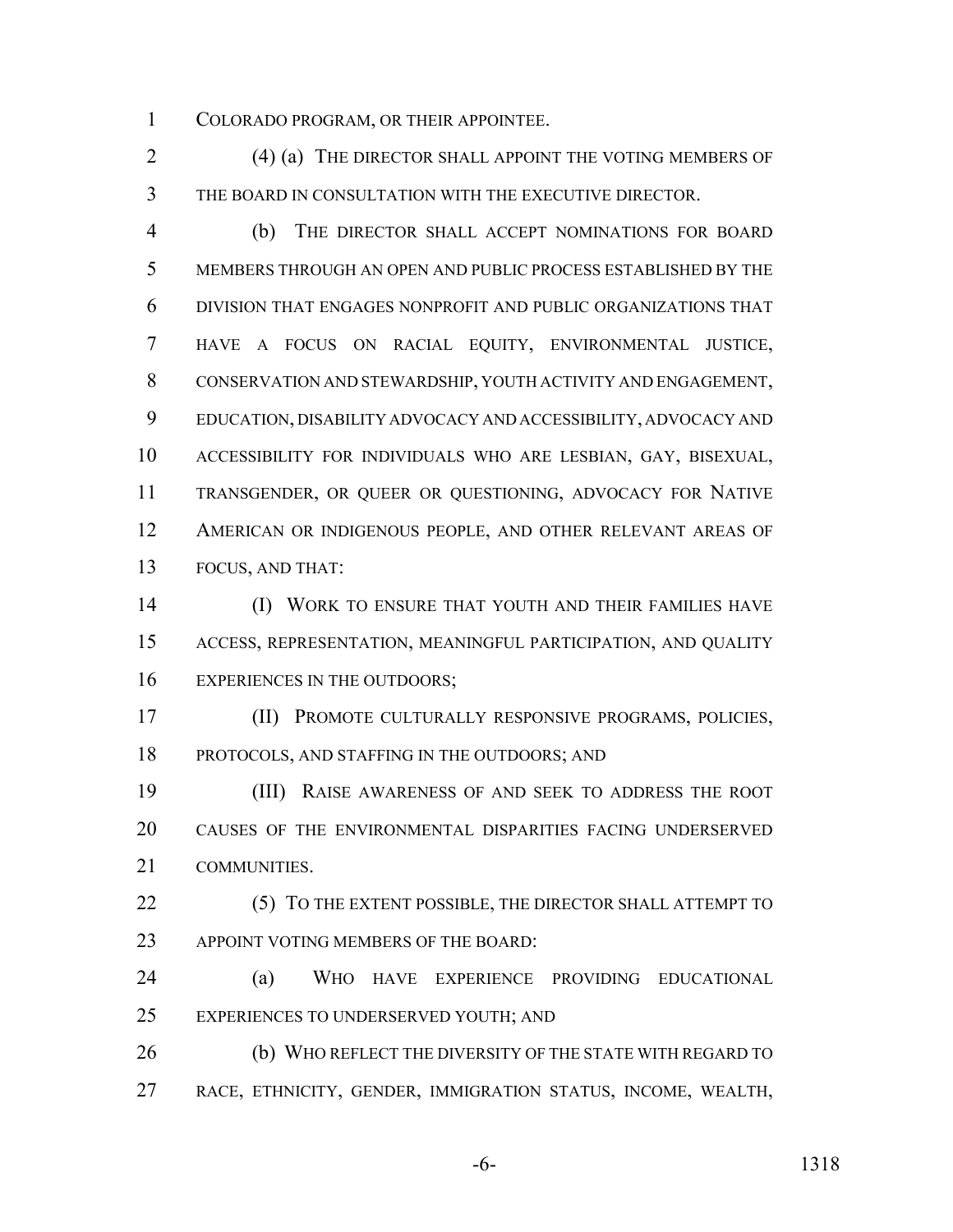COLORADO PROGRAM, OR THEIR APPOINTEE.

(4) (a) THE DIRECTOR SHALL APPOINT THE VOTING MEMBERS OF THE BOARD IN CONSULTATION WITH THE EXECUTIVE DIRECTOR.

(b) THE DIRECTOR SHALL ACCEPT NOMINATIONS FOR BOARD MEMBERS THROUGH AN OPEN AND PUBLIC PROCESS ESTABLISHED BY THE DIVISION THAT ENGAGES NONPROFIT AND PUBLIC ORGANIZATIONS THAT HAVE A FOCUS ON RACIAL EQUITY, ENVIRONMENTAL JUSTICE, CONSERVATION AND STEWARDSHIP, YOUTH ACTIVITY AND ENGAGEMENT, EDUCATION, DISABILITY ADVOCACY AND ACCESSIBILITY, ADVOCACY AND ACCESSIBILITY FOR INDIVIDUALS WHO ARE LESBIAN, GAY, BISEXUAL, TRANSGENDER, OR QUEER OR QUESTIONING, ADVOCACY FOR NATIVE AMERICAN OR INDIGENOUS PEOPLE, AND OTHER RELEVANT AREAS OF FOCUS, AND THAT:

(I) WORK TO ENSURE THAT YOUTH AND THEIR FAMILIES HAVE ACCESS, REPRESENTATION, MEANINGFUL PARTICIPATION, AND QUALITY EXPERIENCES IN THE OUTDOORS;

(II) PROMOTE CULTURALLY RESPONSIVE PROGRAMS, POLICIES, PROTOCOLS, AND STAFFING IN THE OUTDOORS; AND

(III) RAISE AWARENESS OF AND SEEK TO ADDRESS THE ROOT CAUSES OF THE ENVIRONMENTAL DISPARITIES FACING UNDERSERVED COMMUNITIES.

(5) TO THE EXTENT POSSIBLE, THE DIRECTOR SHALL ATTEMPT TO APPOINT VOTING MEMBERS OF THE BOARD:

(a) WHO HAVE EXPERIENCE PROVIDING EDUCATIONAL EXPERIENCES TO UNDERSERVED YOUTH; AND

(b) WHO REFLECT THE DIVERSITY OF THE STATE WITH REGARD TO RACE, ETHNICITY, GENDER, IMMIGRATION STATUS, INCOME, WEALTH,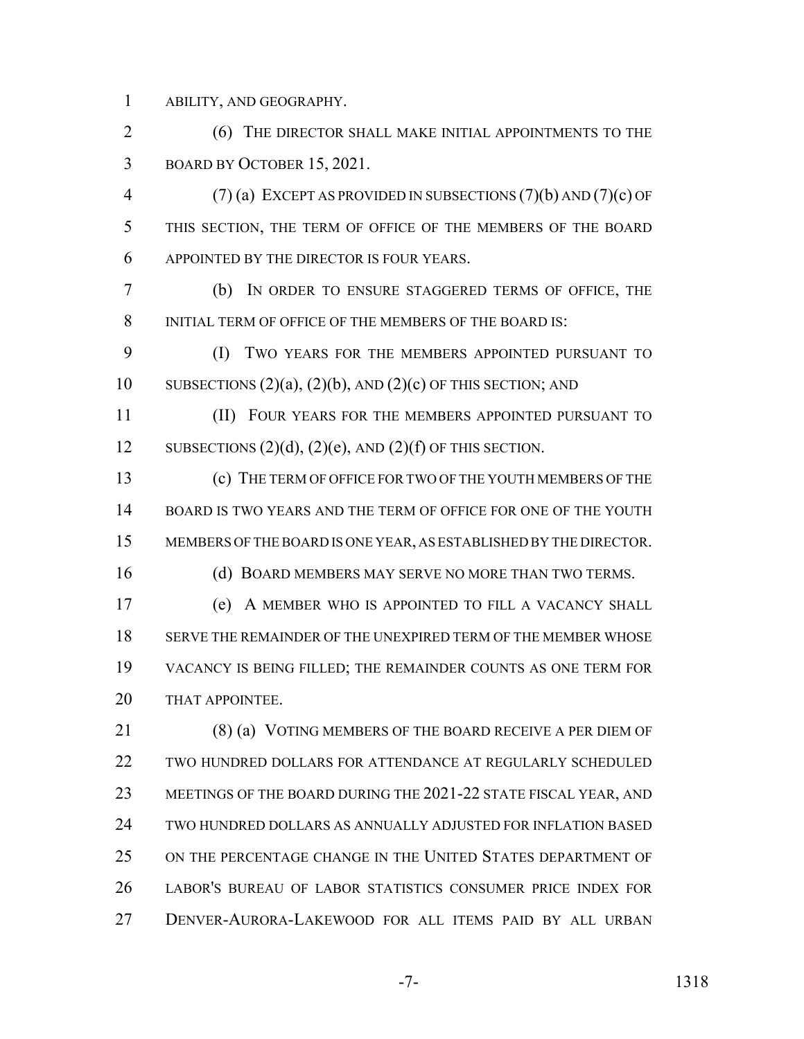ABILITY, AND GEOGRAPHY.

(6) THE DIRECTOR SHALL MAKE INITIAL APPOINTMENTS TO THE BOARD BY OCTOBER 15, 2021.

(7) (a) EXCEPT AS PROVIDED IN SUBSECTIONS (7)(b) AND (7)(c) OF THIS SECTION, THE TERM OF OFFICE OF THE MEMBERS OF THE BOARD APPOINTED BY THE DIRECTOR IS FOUR YEARS.

(b) IN ORDER TO ENSURE STAGGERED TERMS OF OFFICE, THE INITIAL TERM OF OFFICE OF THE MEMBERS OF THE BOARD IS:

(I) TWO YEARS FOR THE MEMBERS APPOINTED PURSUANT TO SUBSECTIONS (2)(a), (2)(b), AND (2)(c) OF THIS SECTION; AND

(II) FOUR YEARS FOR THE MEMBERS APPOINTED PURSUANT TO SUBSECTIONS (2)(d), (2)(e), AND (2)(f) OF THIS SECTION.

(c) THE TERM OF OFFICE FOR TWO OF THE YOUTH MEMBERS OF THE BOARD IS TWO YEARS AND THE TERM OF OFFICE FOR ONE OF THE YOUTH MEMBERS OF THE BOARD IS ONE YEAR, AS ESTABLISHED BY THE DIRECTOR.

(d) BOARD MEMBERS MAY SERVE NO MORE THAN TWO TERMS.

(e) A MEMBER WHO IS APPOINTED TO FILL A VACANCY SHALL SERVE THE REMAINDER OF THE UNEXPIRED TERM OF THE MEMBER WHOSE VACANCY IS BEING FILLED; THE REMAINDER COUNTS AS ONE TERM FOR THAT APPOINTEE.

(8) (a) VOTING MEMBERS OF THE BOARD RECEIVE A PER DIEM OF TWO HUNDRED DOLLARS FOR ATTENDANCE AT REGULARLY SCHEDULED MEETINGS OF THE BOARD DURING THE 2021-22 STATE FISCAL YEAR, AND TWO HUNDRED DOLLARS AS ANNUALLY ADJUSTED FOR INFLATION BASED ON THE PERCENTAGE CHANGE IN THE UNITED STATES DEPARTMENT OF LABOR'S BUREAU OF LABOR STATISTICS CONSUMER PRICE INDEX FOR DENVER-AURORA-LAKEWOOD FOR ALL ITEMS PAID BY ALL URBAN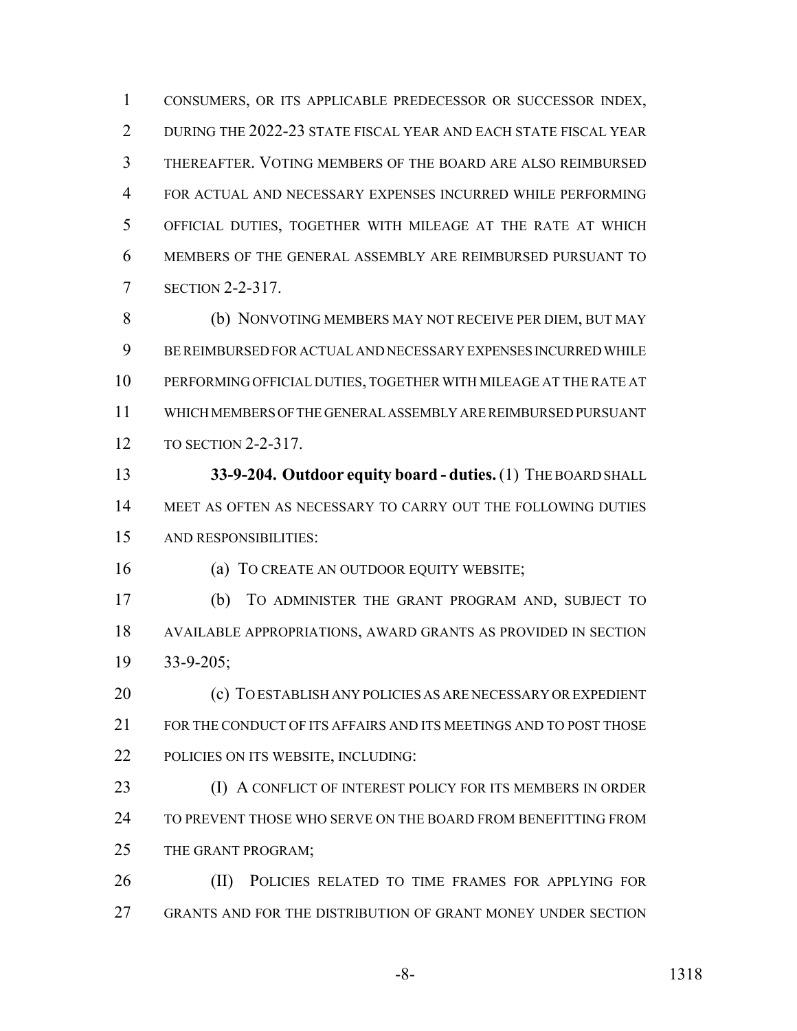CONSUMERS, OR ITS APPLICABLE PREDECESSOR OR SUCCESSOR INDEX, DURING THE 2022-23 STATE FISCAL YEAR AND EACH STATE FISCAL YEAR THEREAFTER. VOTING MEMBERS OF THE BOARD ARE ALSO REIMBURSED FOR ACTUAL AND NECESSARY EXPENSES INCURRED WHILE PERFORMING OFFICIAL DUTIES, TOGETHER WITH MILEAGE AT THE RATE AT WHICH MEMBERS OF THE GENERAL ASSEMBLY ARE REIMBURSED PURSUANT TO SECTION 2-2-317.

(b) NONVOTING MEMBERS MAY NOT RECEIVE PER DIEM, BUT MAY BE REIMBURSED FOR ACTUAL AND NECESSARY EXPENSES INCURRED WHILE PERFORMING OFFICIAL DUTIES, TOGETHER WITH MILEAGE AT THE RATE AT WHICH MEMBERS OF THE GENERAL ASSEMBLY ARE REIMBURSED PURSUANT TO SECTION 2-2-317.

**33-9-204. Outdoor equity board - duties.** (1) THE BOARD SHALL MEET AS OFTEN AS NECESSARY TO CARRY OUT THE FOLLOWING DUTIES AND RESPONSIBILITIES:

(a) TO CREATE AN OUTDOOR EQUITY WEBSITE;

(b) TO ADMINISTER THE GRANT PROGRAM AND, SUBJECT TO AVAILABLE APPROPRIATIONS, AWARD GRANTS AS PROVIDED IN SECTION 33-9-205;

(c) TO ESTABLISH ANY POLICIES AS ARE NECESSARY OR EXPEDIENT FOR THE CONDUCT OF ITS AFFAIRS AND ITS MEETINGS AND TO POST THOSE POLICIES ON ITS WEBSITE, INCLUDING:

(I) A CONFLICT OF INTEREST POLICY FOR ITS MEMBERS IN ORDER TO PREVENT THOSE WHO SERVE ON THE BOARD FROM BENEFITTING FROM THE GRANT PROGRAM;

(II) POLICIES RELATED TO TIME FRAMES FOR APPLYING FOR GRANTS AND FOR THE DISTRIBUTION OF GRANT MONEY UNDER SECTION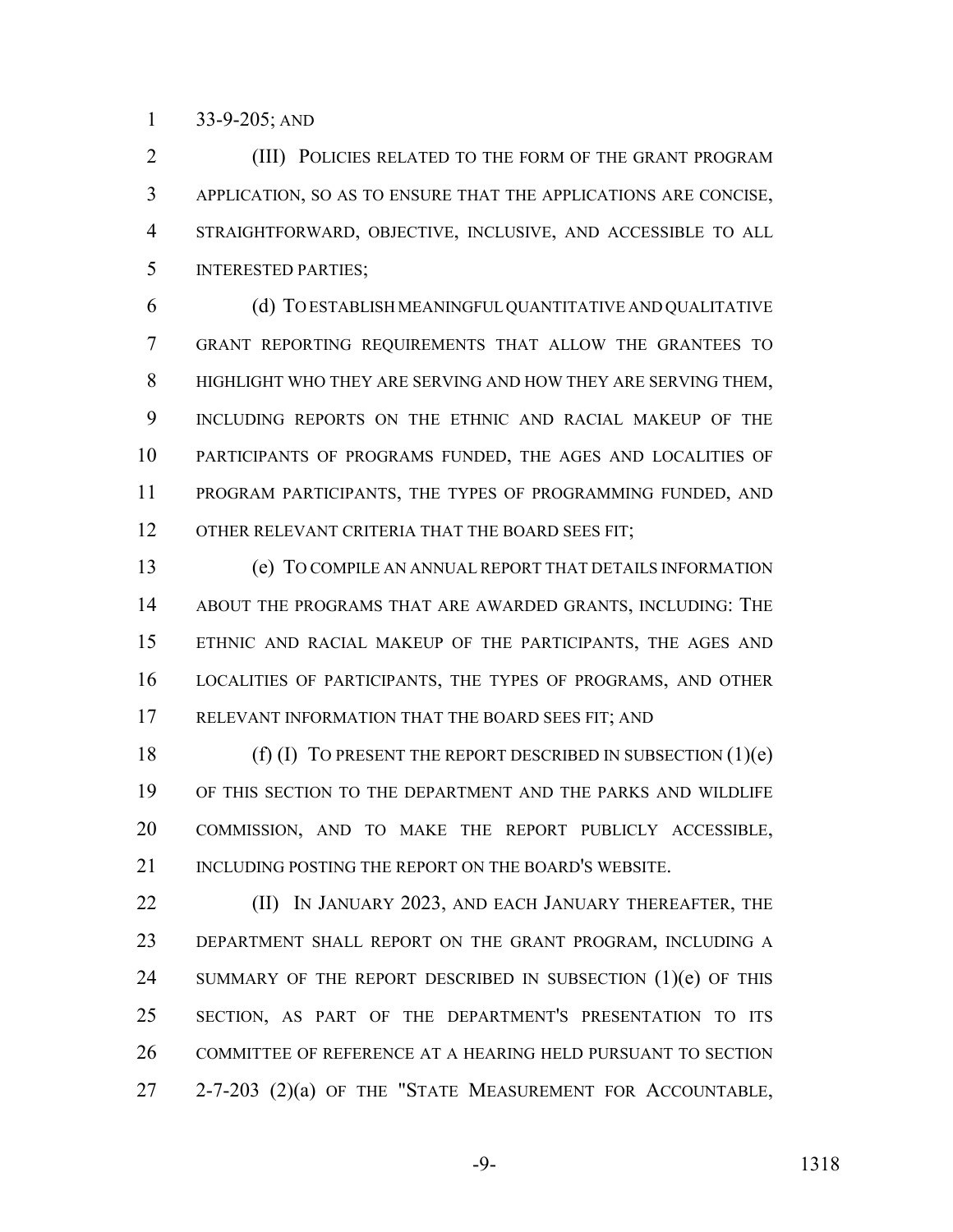33-9-205; AND

(III) POLICIES RELATED TO THE FORM OF THE GRANT PROGRAM APPLICATION, SO AS TO ENSURE THAT THE APPLICATIONS ARE CONCISE, STRAIGHTFORWARD, OBJECTIVE, INCLUSIVE, AND ACCESSIBLE TO ALL INTERESTED PARTIES;

(d) TO ESTABLISH MEANINGFUL QUANTITATIVE AND QUALITATIVE GRANT REPORTING REQUIREMENTS THAT ALLOW THE GRANTEES TO HIGHLIGHT WHO THEY ARE SERVING AND HOW THEY ARE SERVING THEM, INCLUDING REPORTS ON THE ETHNIC AND RACIAL MAKEUP OF THE PARTICIPANTS OF PROGRAMS FUNDED, THE AGES AND LOCALITIES OF PROGRAM PARTICIPANTS, THE TYPES OF PROGRAMMING FUNDED, AND OTHER RELEVANT CRITERIA THAT THE BOARD SEES FIT;

(e) TO COMPILE AN ANNUAL REPORT THAT DETAILS INFORMATION ABOUT THE PROGRAMS THAT ARE AWARDED GRANTS, INCLUDING: THE ETHNIC AND RACIAL MAKEUP OF THE PARTICIPANTS, THE AGES AND LOCALITIES OF PARTICIPANTS, THE TYPES OF PROGRAMS, AND OTHER RELEVANT INFORMATION THAT THE BOARD SEES FIT; AND

(f) (I) TO PRESENT THE REPORT DESCRIBED IN SUBSECTION (1)(e) OF THIS SECTION TO THE DEPARTMENT AND THE PARKS AND WILDLIFE COMMISSION, AND TO MAKE THE REPORT PUBLICLY ACCESSIBLE, INCLUDING POSTING THE REPORT ON THE BOARD'S WEBSITE.

(II) IN JANUARY 2023, AND EACH JANUARY THEREAFTER, THE DEPARTMENT SHALL REPORT ON THE GRANT PROGRAM, INCLUDING A SUMMARY OF THE REPORT DESCRIBED IN SUBSECTION (1)(e) OF THIS SECTION, AS PART OF THE DEPARTMENT'S PRESENTATION TO ITS COMMITTEE OF REFERENCE AT A HEARING HELD PURSUANT TO SECTION 2-7-203 (2)(a) OF THE "STATE MEASUREMENT FOR ACCOUNTABLE,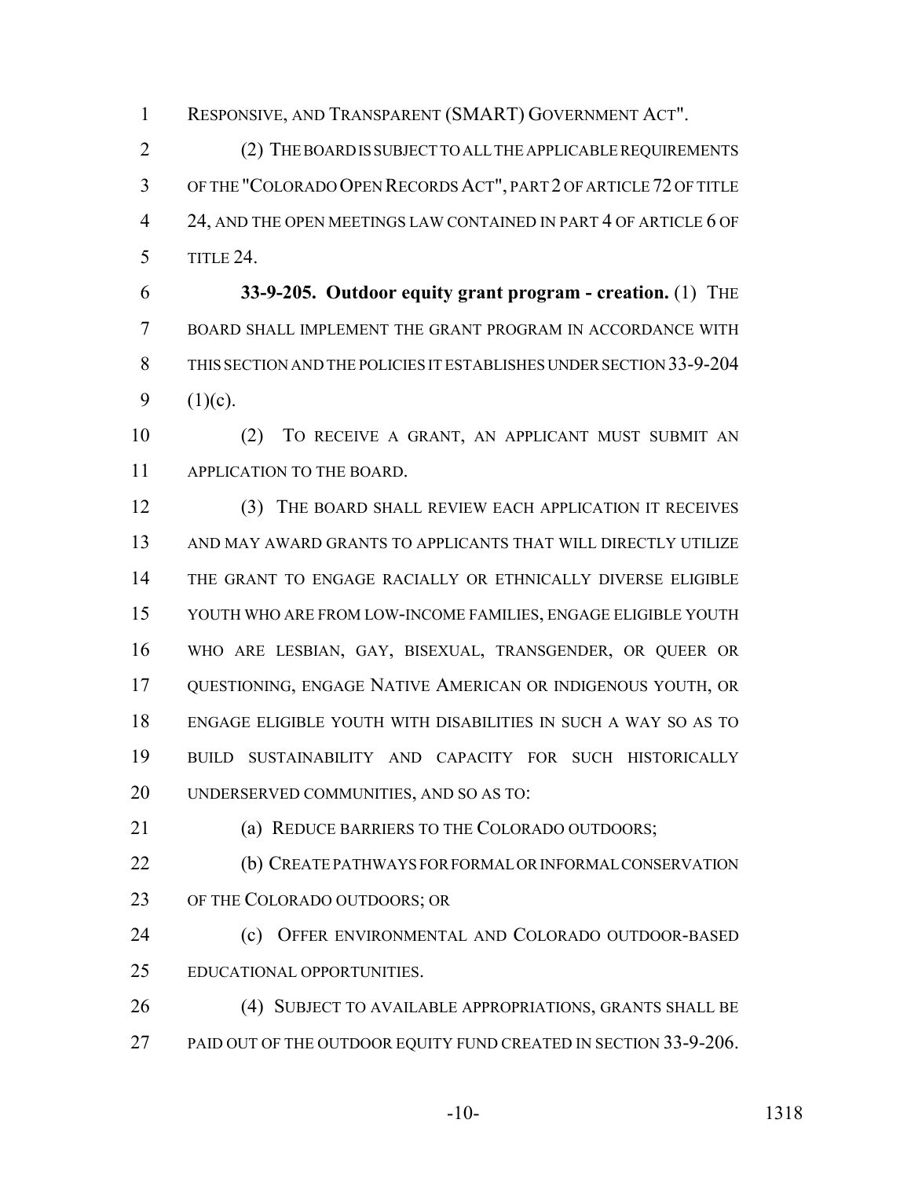RESPONSIVE, AND TRANSPARENT (SMART) GOVERNMENT ACT".

(2) THE BOARD IS SUBJECT TO ALL THE APPLICABLE REQUIREMENTS OF THE "COLORADO OPEN RECORDS ACT", PART 2 OF ARTICLE 72 OF TITLE 24, AND THE OPEN MEETINGS LAW CONTAINED IN PART 4 OF ARTICLE 6 OF TITLE 24.

**33-9-205. Outdoor equity grant program - creation.** (1) THE BOARD SHALL IMPLEMENT THE GRANT PROGRAM IN ACCORDANCE WITH THIS SECTION AND THE POLICIES IT ESTABLISHES UNDER SECTION 33-9-204 (1)(c).

(2) TO RECEIVE A GRANT, AN APPLICANT MUST SUBMIT AN APPLICATION TO THE BOARD.

(3) THE BOARD SHALL REVIEW EACH APPLICATION IT RECEIVES AND MAY AWARD GRANTS TO APPLICANTS THAT WILL DIRECTLY UTILIZE THE GRANT TO ENGAGE RACIALLY OR ETHNICALLY DIVERSE ELIGIBLE YOUTH WHO ARE FROM LOW-INCOME FAMILIES, ENGAGE ELIGIBLE YOUTH WHO ARE LESBIAN, GAY, BISEXUAL, TRANSGENDER, OR QUEER OR QUESTIONING, ENGAGE NATIVE AMERICAN OR INDIGENOUS YOUTH, OR ENGAGE ELIGIBLE YOUTH WITH DISABILITIES IN SUCH A WAY SO AS TO BUILD SUSTAINABILITY AND CAPACITY FOR SUCH HISTORICALLY UNDERSERVED COMMUNITIES, AND SO AS TO:

(a) REDUCE BARRIERS TO THE COLORADO OUTDOORS;

(b) CREATE PATHWAYS FOR FORMAL OR INFORMAL CONSERVATION OF THE COLORADO OUTDOORS; OR

(c) OFFER ENVIRONMENTAL AND COLORADO OUTDOOR-BASED EDUCATIONAL OPPORTUNITIES.

(4) SUBJECT TO AVAILABLE APPROPRIATIONS, GRANTS SHALL BE PAID OUT OF THE OUTDOOR EQUITY FUND CREATED IN SECTION 33-9-206.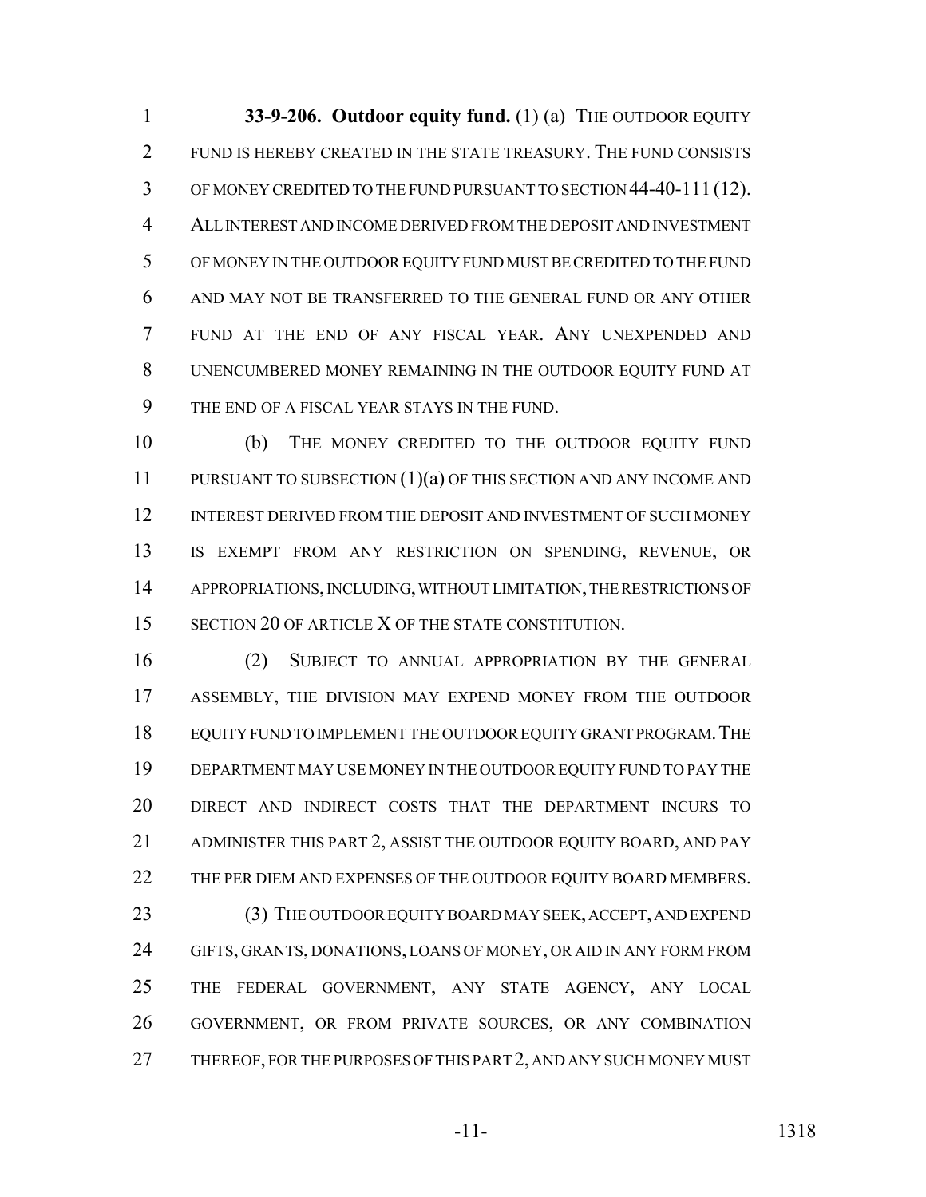**33-9-206. Outdoor equity fund.** (1) (a) THE OUTDOOR EQUITY FUND IS HEREBY CREATED IN THE STATE TREASURY. THE FUND CONSISTS OF MONEY CREDITED TO THE FUND PURSUANT TO SECTION 44-40-111 (12). ALL INTEREST AND INCOME DERIVED FROM THE DEPOSIT AND INVESTMENT OF MONEY IN THE OUTDOOR EQUITY FUND MUST BE CREDITED TO THE FUND AND MAY NOT BE TRANSFERRED TO THE GENERAL FUND OR ANY OTHER FUND AT THE END OF ANY FISCAL YEAR. ANY UNEXPENDED AND UNENCUMBERED MONEY REMAINING IN THE OUTDOOR EQUITY FUND AT THE END OF A FISCAL YEAR STAYS IN THE FUND.

(b) THE MONEY CREDITED TO THE OUTDOOR EQUITY FUND PURSUANT TO SUBSECTION (1)(a) OF THIS SECTION AND ANY INCOME AND INTEREST DERIVED FROM THE DEPOSIT AND INVESTMENT OF SUCH MONEY IS EXEMPT FROM ANY RESTRICTION ON SPENDING, REVENUE, OR APPROPRIATIONS, INCLUDING, WITHOUT LIMITATION, THE RESTRICTIONS OF SECTION 20 OF ARTICLE X OF THE STATE CONSTITUTION.

(2) SUBJECT TO ANNUAL APPROPRIATION BY THE GENERAL ASSEMBLY, THE DIVISION MAY EXPEND MONEY FROM THE OUTDOOR EQUITY FUND TO IMPLEMENT THE OUTDOOR EQUITY GRANT PROGRAM. THE DEPARTMENT MAY USE MONEY IN THE OUTDOOR EQUITY FUND TO PAY THE DIRECT AND INDIRECT COSTS THAT THE DEPARTMENT INCURS TO ADMINISTER THIS PART 2, ASSIST THE OUTDOOR EQUITY BOARD, AND PAY THE PER DIEM AND EXPENSES OF THE OUTDOOR EQUITY BOARD MEMBERS.

(3) THE OUTDOOR EQUITY BOARD MAY SEEK, ACCEPT, AND EXPEND GIFTS, GRANTS, DONATIONS, LOANS OF MONEY, OR AID IN ANY FORM FROM THE FEDERAL GOVERNMENT, ANY STATE AGENCY, ANY LOCAL GOVERNMENT, OR FROM PRIVATE SOURCES, OR ANY COMBINATION THEREOF, FOR THE PURPOSES OF THIS PART 2, AND ANY SUCH MONEY MUST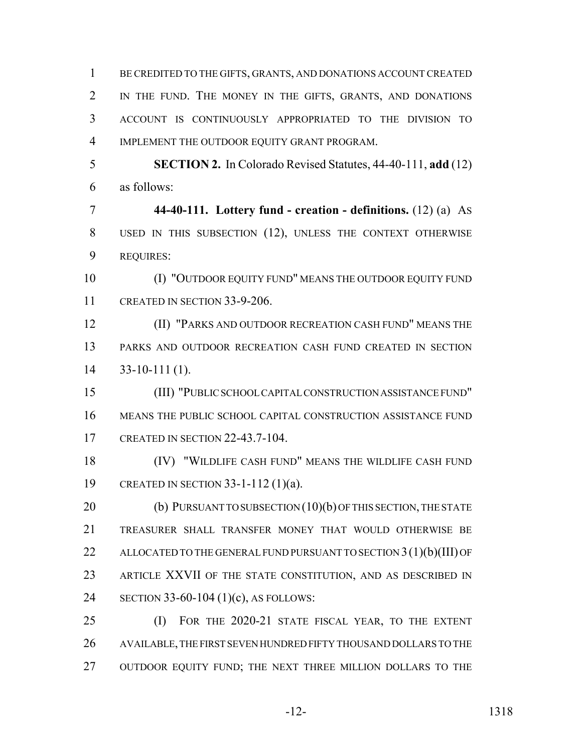BE CREDITED TO THE GIFTS, GRANTS, AND DONATIONS ACCOUNT CREATED IN THE FUND. THE MONEY IN THE GIFTS, GRANTS, AND DONATIONS ACCOUNT IS CONTINUOUSLY APPROPRIATED TO THE DIVISION TO IMPLEMENT THE OUTDOOR EQUITY GRANT PROGRAM.

**SECTION 2.** In Colorado Revised Statutes, 44-40-111, **add** (12) as follows:

**44-40-111. Lottery fund - creation - definitions.** (12) (a) AS USED IN THIS SUBSECTION (12), UNLESS THE CONTEXT OTHERWISE REQUIRES:

(I) "OUTDOOR EQUITY FUND" MEANS THE OUTDOOR EQUITY FUND CREATED IN SECTION 33-9-206.

(II) "PARKS AND OUTDOOR RECREATION CASH FUND" MEANS THE PARKS AND OUTDOOR RECREATION CASH FUND CREATED IN SECTION 33-10-111 (1).

(III) "PUBLIC SCHOOL CAPITAL CONSTRUCTION ASSISTANCE FUND" MEANS THE PUBLIC SCHOOL CAPITAL CONSTRUCTION ASSISTANCE FUND CREATED IN SECTION 22-43.7-104.

(IV) "WILDLIFE CASH FUND" MEANS THE WILDLIFE CASH FUND CREATED IN SECTION 33-1-112 (1)(a).

(b) PURSUANT TO SUBSECTION (10)(b) OF THIS SECTION, THE STATE TREASURER SHALL TRANSFER MONEY THAT WOULD OTHERWISE BE ALLOCATED TO THE GENERAL FUND PURSUANT TO SECTION 3 (1)(b)(III) OF ARTICLE XXVII OF THE STATE CONSTITUTION, AND AS DESCRIBED IN SECTION 33-60-104 (1)(c), AS FOLLOWS:

(I) FOR THE 2020-21 STATE FISCAL YEAR, TO THE EXTENT AVAILABLE, THE FIRST SEVEN HUNDRED FIFTY THOUSAND DOLLARS TO THE OUTDOOR EQUITY FUND; THE NEXT THREE MILLION DOLLARS TO THE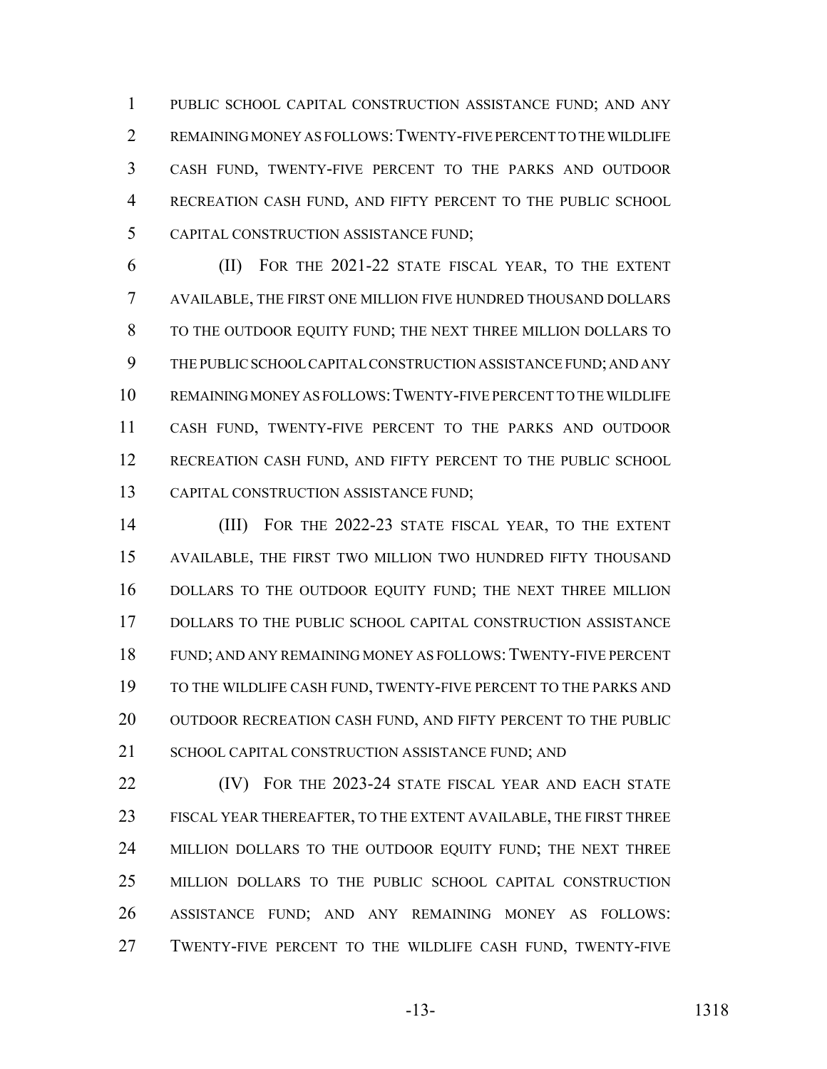PUBLIC SCHOOL CAPITAL CONSTRUCTION ASSISTANCE FUND; AND ANY REMAINING MONEY AS FOLLOWS: TWENTY-FIVE PERCENT TO THE WILDLIFE CASH FUND, TWENTY-FIVE PERCENT TO THE PARKS AND OUTDOOR RECREATION CASH FUND, AND FIFTY PERCENT TO THE PUBLIC SCHOOL CAPITAL CONSTRUCTION ASSISTANCE FUND;

(II) FOR THE 2021-22 STATE FISCAL YEAR, TO THE EXTENT AVAILABLE, THE FIRST ONE MILLION FIVE HUNDRED THOUSAND DOLLARS TO THE OUTDOOR EQUITY FUND; THE NEXT THREE MILLION DOLLARS TO THE PUBLIC SCHOOL CAPITAL CONSTRUCTION ASSISTANCE FUND; AND ANY REMAINING MONEY AS FOLLOWS: TWENTY-FIVE PERCENT TO THE WILDLIFE CASH FUND, TWENTY-FIVE PERCENT TO THE PARKS AND OUTDOOR RECREATION CASH FUND, AND FIFTY PERCENT TO THE PUBLIC SCHOOL CAPITAL CONSTRUCTION ASSISTANCE FUND;

(III) FOR THE 2022-23 STATE FISCAL YEAR, TO THE EXTENT AVAILABLE, THE FIRST TWO MILLION TWO HUNDRED FIFTY THOUSAND DOLLARS TO THE OUTDOOR EQUITY FUND; THE NEXT THREE MILLION DOLLARS TO THE PUBLIC SCHOOL CAPITAL CONSTRUCTION ASSISTANCE FUND; AND ANY REMAINING MONEY AS FOLLOWS: TWENTY-FIVE PERCENT TO THE WILDLIFE CASH FUND, TWENTY-FIVE PERCENT TO THE PARKS AND OUTDOOR RECREATION CASH FUND, AND FIFTY PERCENT TO THE PUBLIC SCHOOL CAPITAL CONSTRUCTION ASSISTANCE FUND; AND

(IV) FOR THE 2023-24 STATE FISCAL YEAR AND EACH STATE FISCAL YEAR THEREAFTER, TO THE EXTENT AVAILABLE, THE FIRST THREE MILLION DOLLARS TO THE OUTDOOR EQUITY FUND; THE NEXT THREE MILLION DOLLARS TO THE PUBLIC SCHOOL CAPITAL CONSTRUCTION ASSISTANCE FUND; AND ANY REMAINING MONEY AS FOLLOWS: TWENTY-FIVE PERCENT TO THE WILDLIFE CASH FUND, TWENTY-FIVE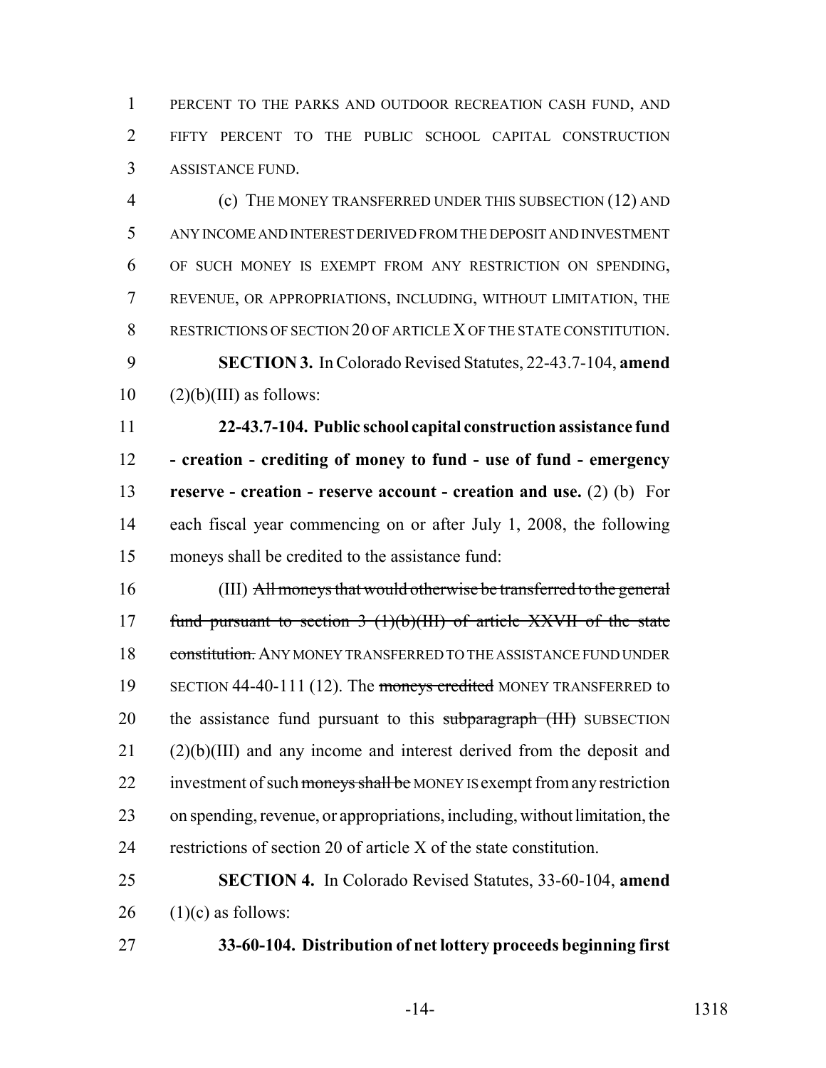PERCENT TO THE PARKS AND OUTDOOR RECREATION CASH FUND, AND FIFTY PERCENT TO THE PUBLIC SCHOOL CAPITAL CONSTRUCTION ASSISTANCE FUND.

(c) THE MONEY TRANSFERRED UNDER THIS SUBSECTION (12) AND ANY INCOME AND INTEREST DERIVED FROM THE DEPOSIT AND INVESTMENT OF SUCH MONEY IS EXEMPT FROM ANY RESTRICTION ON SPENDING, REVENUE, OR APPROPRIATIONS, INCLUDING, WITHOUT LIMITATION, THE RESTRICTIONS OF SECTION 20 OF ARTICLE X OF THE STATE CONSTITUTION.

**SECTION 3.** In Colorado Revised Statutes, 22-43.7-104, **amend** (2)(b)(III) as follows:

**22-43.7-104. Public school capital construction assistance fund - creation - crediting of money to fund - use of fund - emergency reserve - creation - reserve account - creation and use.** (2) (b) For each fiscal year commencing on or after July 1, 2008, the following moneys shall be credited to the assistance fund:

(III) ~~All moneys that would otherwise be transferred to the general fund pursuant to section 3 (1)(b)(III) of article XXVII of the state constitution.~~ ANY MONEY TRANSFERRED TO THE ASSISTANCE FUND UNDER SECTION 44-40-111 (12). The ~~moneys credited~~ MONEY TRANSFERRED to the assistance fund pursuant to this ~~subparagraph (III)~~ SUBSECTION (2)(b)(III) and any income and interest derived from the deposit and investment of such ~~moneys shall be~~ MONEY IS exempt from any restriction on spending, revenue, or appropriations, including, without limitation, the restrictions of section 20 of article X of the state constitution.

**SECTION 4.** In Colorado Revised Statutes, 33-60-104, **amend** (1)(c) as follows:

**33-60-104. Distribution of net lottery proceeds beginning first**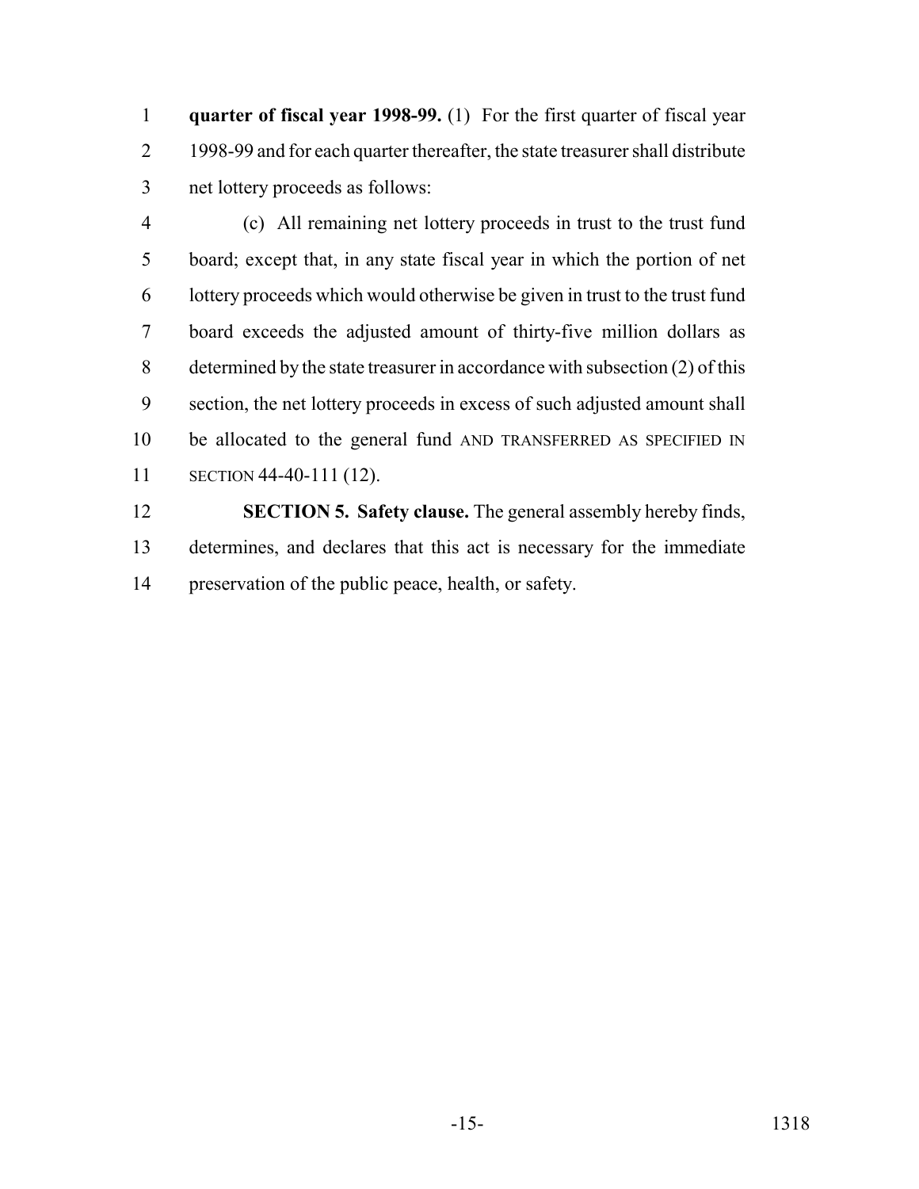**quarter of fiscal year 1998-99.** (1) For the first quarter of fiscal year 1998-99 and for each quarter thereafter, the state treasurer shall distribute net lottery proceeds as follows:

(c) All remaining net lottery proceeds in trust to the trust fund board; except that, in any state fiscal year in which the portion of net lottery proceeds which would otherwise be given in trust to the trust fund board exceeds the adjusted amount of thirty-five million dollars as determined by the state treasurer in accordance with subsection (2) of this section, the net lottery proceeds in excess of such adjusted amount shall be allocated to the general fund AND TRANSFERRED AS SPECIFIED IN SECTION 44-40-111 (12).

**SECTION 5. Safety clause.** The general assembly hereby finds, determines, and declares that this act is necessary for the immediate preservation of the public peace, health, or safety.